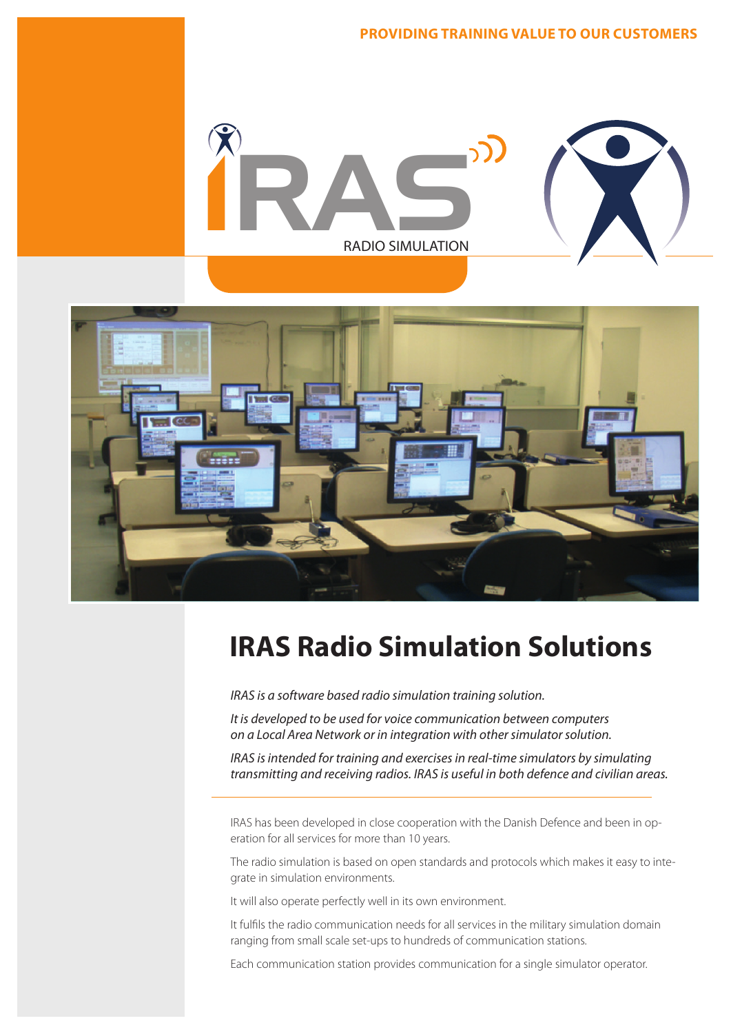PROVIDING TRAINING VALUE TO OUR CUSTOMERS

IRAS

RADIO SIMULATION

# IRAS Radio Simulation Solutions

*IRAS is a software based radio simulation training solution.*

*It is developed to be used for voice communication between computers on a Local Area Network or in integration with other simulator solution.*

*IRAS is intended for training and exercises in real-time simulators by simulating transmitting and receiving radios. IRAS is useful in both defence and civilian areas.*

IRAS has been developed in close cooperation with the Danish Defence and been in operation for all services for more than 10 years.

The radio simulation is based on open standards and protocols which makes it easy to integrate in simulation environments.

It will also operate perfectly well in its own environment.

It fulfils the radio communication needs for all services in the military simulation domain ranging from small scale set-ups to hundreds of communication stations.

Each communication station provides communication for a single simulator operator.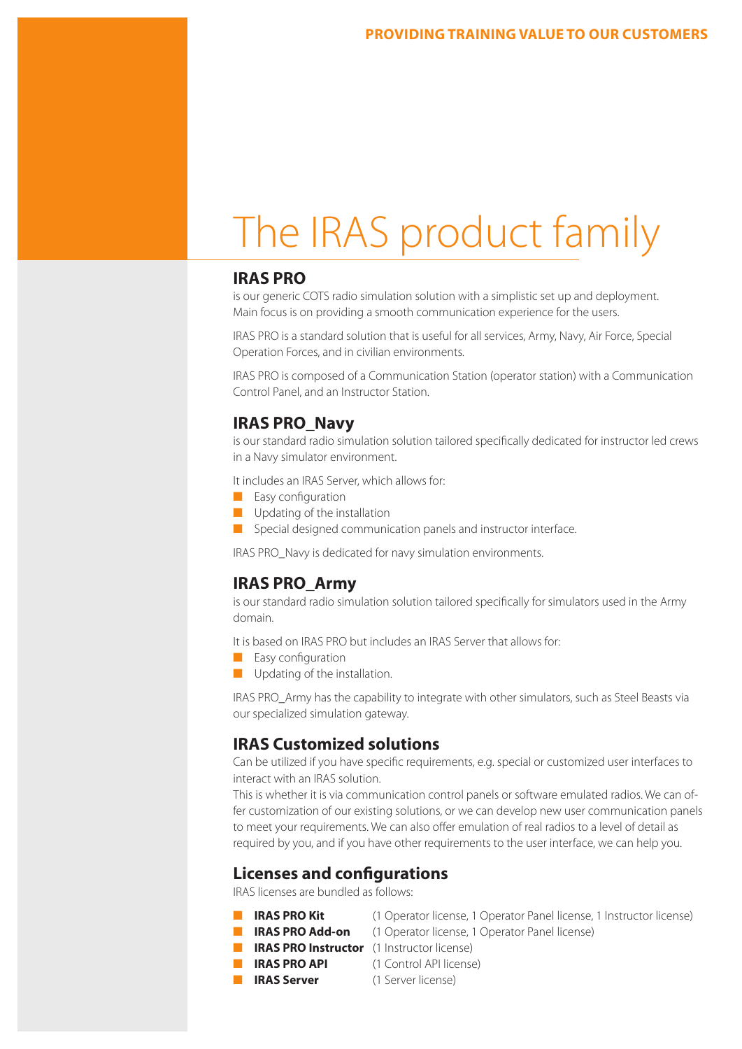# The IRAS product family

## IRAS PRO

is our generic COTS radio simulation solution with a simplistic set up and deployment. Main focus is on providing a smooth communication experience for the users.

IRAS PRO is a standard solution that is useful for all services, Army, Navy, Air Force, Special Operation Forces, and in civilian environments.

IRAS PRO is composed of a Communication Station (operator station) with a Communication Control Panel, and an Instructor Station.

## IRAS PRO_Navy

is our standard radio simulation solution tailored specifically dedicated for instructor led crews in a Navy simulator environment.

It includes an IRAS Server, which allows for:

- Easy configuration
- Updating of the installation
- Special designed communication panels and instructor interface.

IRAS PRO_Navy is dedicated for navy simulation environments.

## IRAS PRO_Army

is our standard radio simulation solution tailored specifically for simulators used in the Army domain.

It is based on IRAS PRO but includes an IRAS Server that allows for:

- Easy configuration
- Updating of the installation.

IRAS PRO_Army has the capability to integrate with other simulators, such as Steel Beasts via our specialized simulation gateway.

## IRAS Customized solutions

Can be utilized if you have specific requirements, e.g. special or customized user interfaces to interact with an IRAS solution.

This is whether it is via communication control panels or software emulated radios. We can offer customization of our existing solutions, or we can develop new user communication panels to meet your requirements. We can also offer emulation of real radios to a level of detail as required by you, and if you have other requirements to the user interface, we can help you.

## Licenses and configurations

IRAS licenses are bundled as follows:

- **IRAS PRO Kit** (1 Operator license, 1 Operator Panel license, 1 Instructor license)
- **IRAS PRO Add-on** (1 Operator license, 1 Operator Panel license)
- **IRAS PRO Instructor** (1 Instructor license)
- **IRAS PRO API** (1 Control API license)
- **IRAS Server** (1 Server license)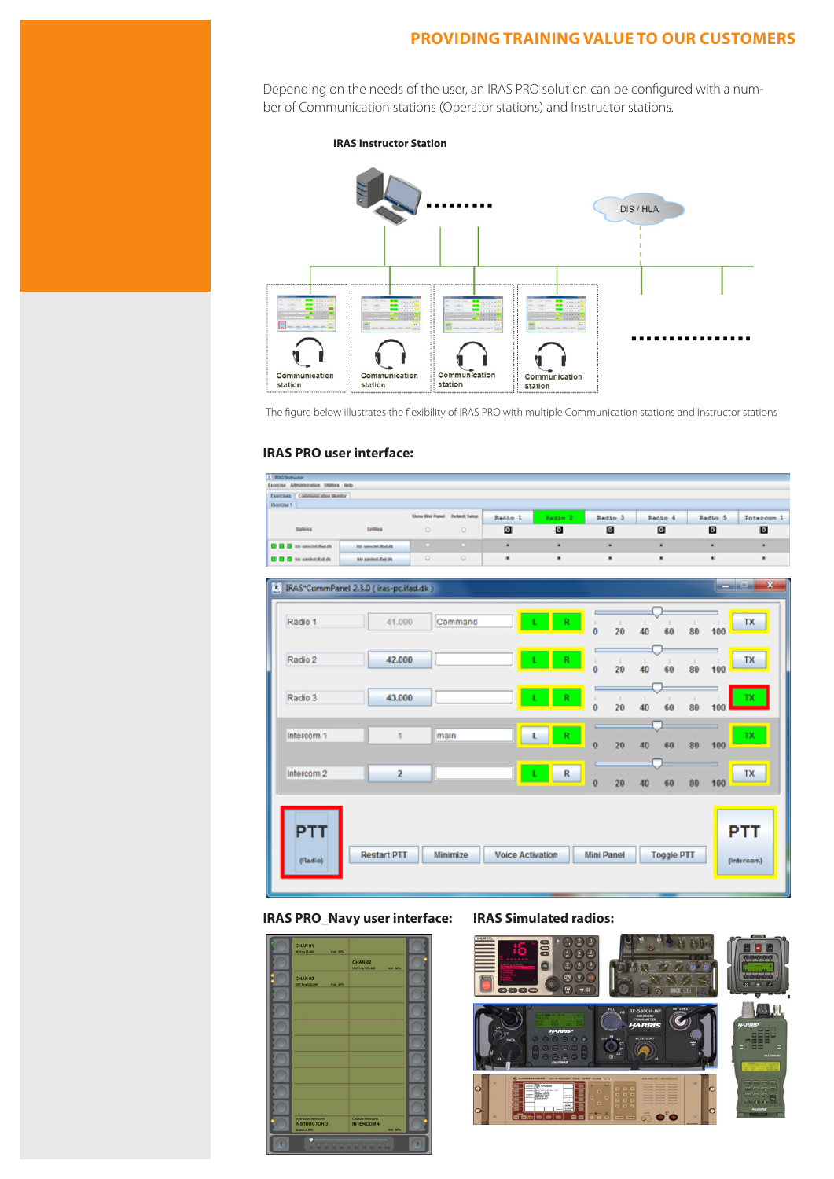## PROVIDING TRAINING VALUE TO OUR CUSTOMERS

Depending on the needs of the user, an IRAS PRO solution can be configured with a number of Communication stations (Operator stations) and Instructor stations.

**IRAS Instructor Station**

The figure below illustrates the flexibility of IRAS PRO with multiple Communication stations and Instructor stations

### IRAS PRO user interface:

### IRAS PRO_Navy user interface:

### IRAS Simulated radios: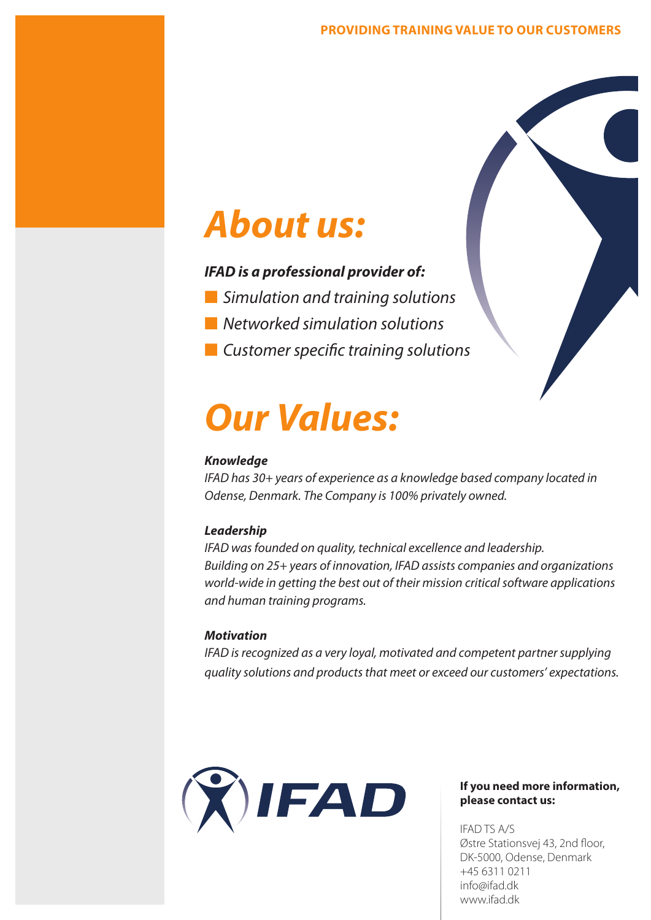PROVIDING TRAINING VALUE TO OUR CUSTOMERS

# *About us:*

***IFAD is a professional provider of:***

- *Simulation and training solutions*
- *Networked simulation solutions*
- *Customer specific training solutions*

# *Our Values:*

***Knowledge***

*IFAD has 30+ years of experience as a knowledge based company located in Odense, Denmark. The Company is 100% privately owned.*

***Leadership***

*IFAD was founded on quality, technical excellence and leadership. Building on 25+ years of innovation, IFAD assists companies and organizations world-wide in getting the best out of their mission critical software applications and human training programs.*

***Motivation***

*IFAD is recognized as a very loyal, motivated and competent partner supplying quality solutions and products that meet or exceed our customers' expectations.*

IFAD

**If you need more information, please contact us:**

IFAD TS A/S
Østre Stationsvej 43, 2nd floor,
DK-5000, Odense, Denmark
+45 6311 0211
info@ifad.dk
www.ifad.dk